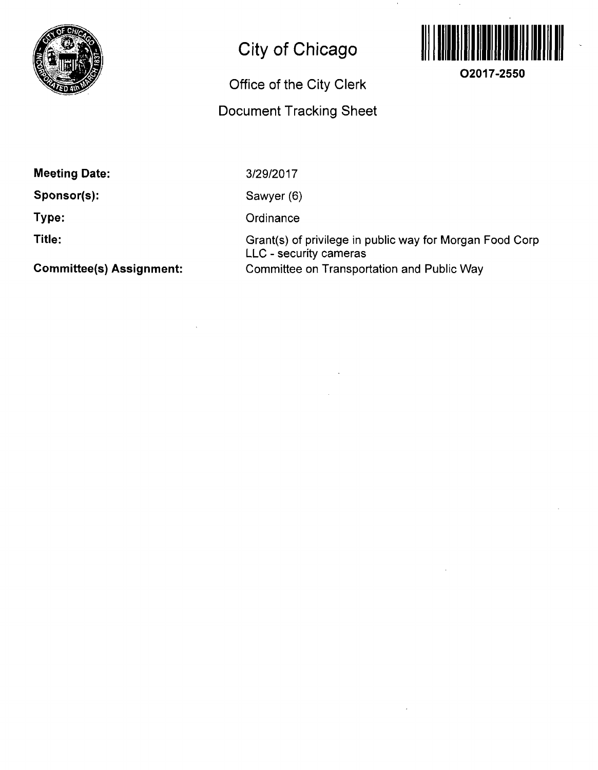# City of Chicago

## Office of the City Clerk

## Document Tracking Sheet

**O2017-2550**

| | |
|---|---|
| **Meeting Date:** | 3/29/2017 |
| **Sponsor(s):** | Sawyer (6) |
| **Type:** | Ordinance |
| **Title:** | Grant(s) of privilege in public way for Morgan Food Corp LLC - security cameras |
| **Committee(s) Assignment:** | Committee on Transportation and Public Way |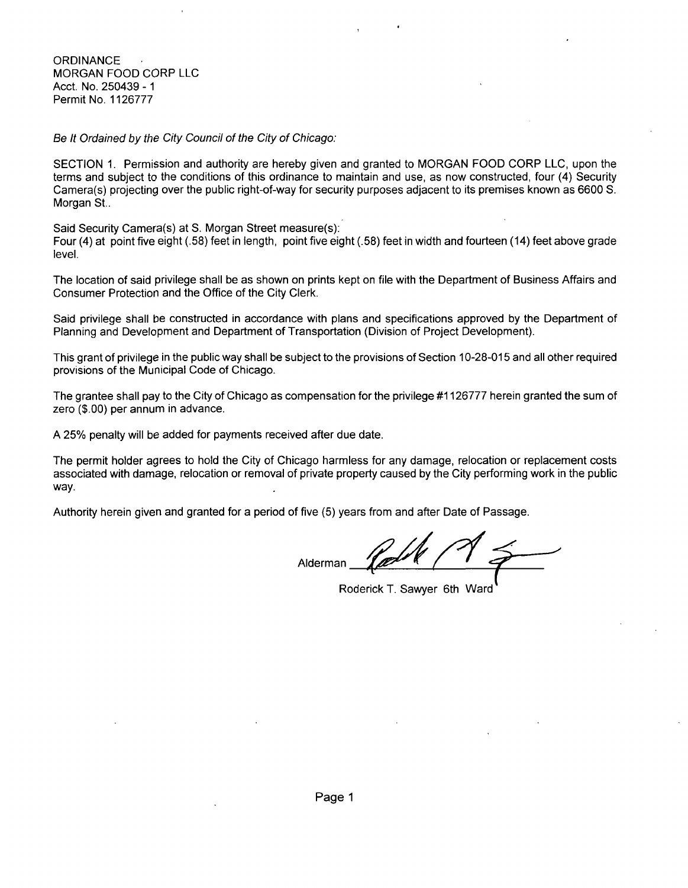ORDINANCE
MORGAN FOOD CORP LLC
Acct. No. 250439 - 1
Permit No. 1126777

*Be It Ordained by the City Council of the City of Chicago:*

SECTION 1. Permission and authority are hereby given and granted to MORGAN FOOD CORP LLC, upon the terms and subject to the conditions of this ordinance to maintain and use, as now constructed, four (4) Security Camera(s) projecting over the public right-of-way for security purposes adjacent to its premises known as 6600 S. Morgan St..

Said Security Camera(s) at S. Morgan Street measure(s):
Four (4) at point five eight (.58) feet in length, point five eight (.58) feet in width and fourteen (14) feet above grade level.

The location of said privilege shall be as shown on prints kept on file with the Department of Business Affairs and Consumer Protection and the Office of the City Clerk.

Said privilege shall be constructed in accordance with plans and specifications approved by the Department of Planning and Development and Department of Transportation (Division of Project Development).

This grant of privilege in the public way shall be subject to the provisions of Section 10-28-015 and all other required provisions of the Municipal Code of Chicago.

The grantee shall pay to the City of Chicago as compensation for the privilege #1126777 herein granted the sum of zero ($.00) per annum in advance.

A 25% penalty will be added for payments received after due date.

The permit holder agrees to hold the City of Chicago harmless for any damage, relocation or replacement costs associated with damage, relocation or removal of private property caused by the City performing work in the public way.

Authority herein given and granted for a period of five (5) years from and after Date of Passage.

Alderman ______________________

Roderick T. Sawyer 6th Ward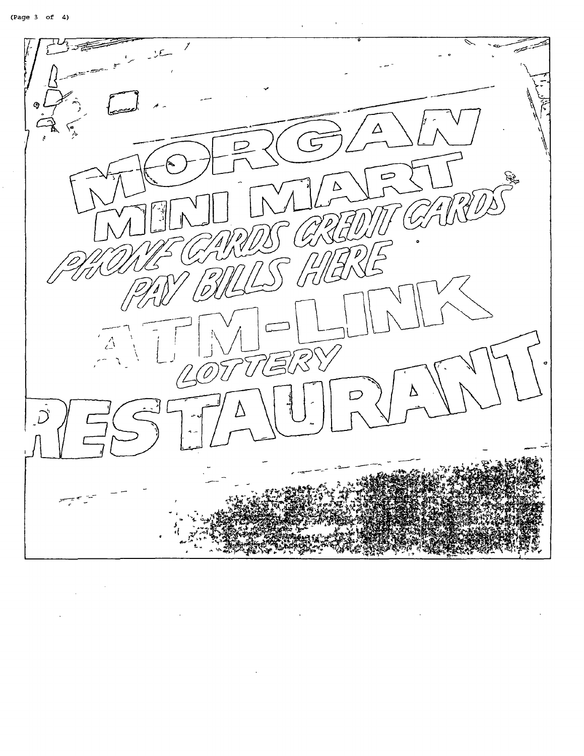MORGAN
MINI MART
PHONE CARDS CREDIT CARDS
PAY BILLS HERE
ATM-LINK
LOTTERY
RESTAURANT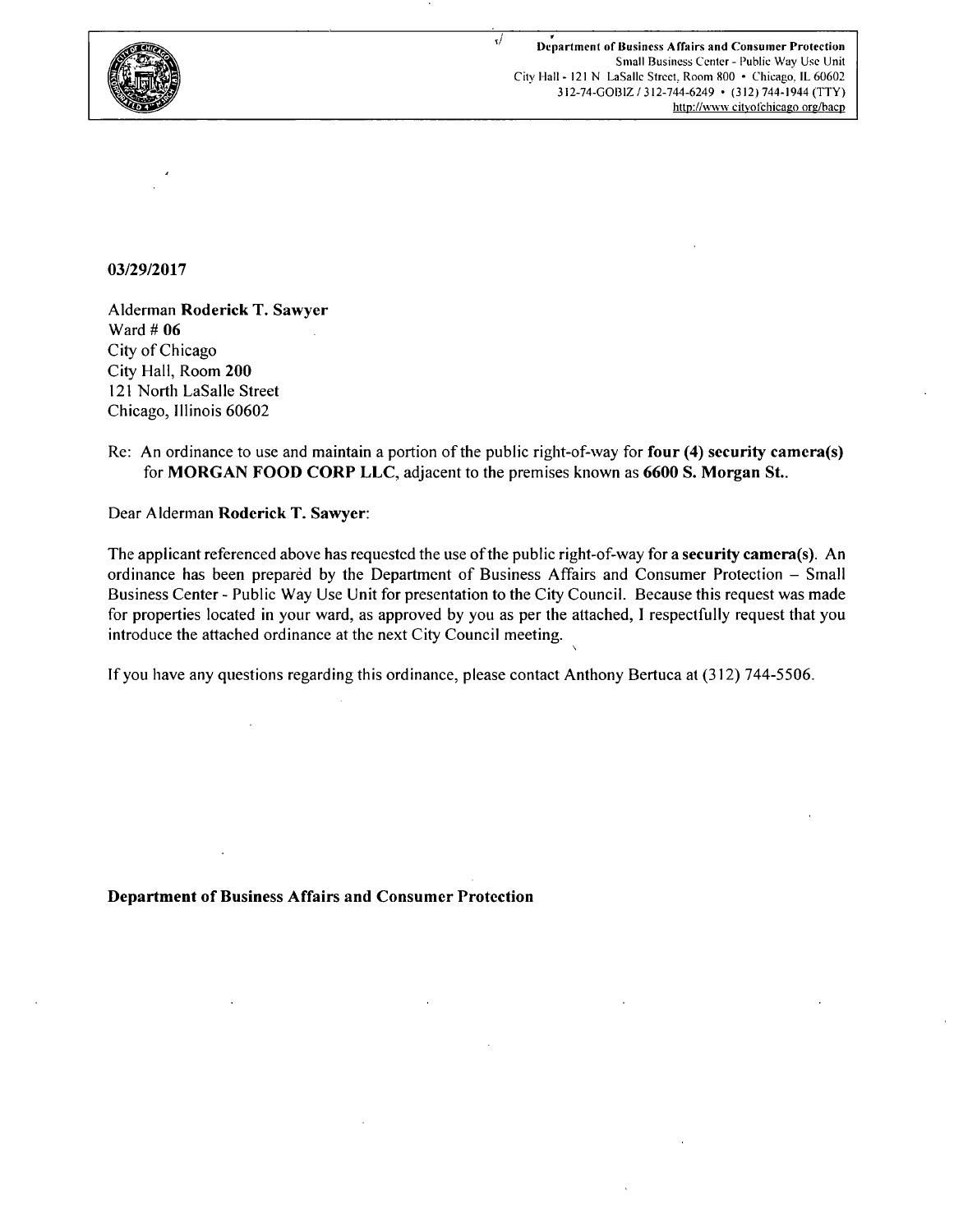**Department of Business Affairs and Consumer Protection**
Small Business Center - Public Way Use Unit
City Hall - 121 N LaSalle Street, Room 800 • Chicago, IL 60602
312-74-GOBIZ / 312-744-6249 • (312) 744-1944 (TTY)
http://www.cityofchicago.org/bacp

**03/29/2017**

Alderman **Roderick T. Sawyer**
Ward # **06**
City of Chicago
City Hall, Room **200**
121 North LaSalle Street
Chicago, Illinois 60602

Re: An ordinance to use and maintain a portion of the public right-of-way for **four (4) security camera(s)** for **MORGAN FOOD CORP LLC**, adjacent to the premises known as **6600 S. Morgan St.**.

Dear Alderman **Roderick T. Sawyer**:

The applicant referenced above has requested the use of the public right-of-way for a **security camera(s)**. An ordinance has been prepared by the Department of Business Affairs and Consumer Protection – Small Business Center - Public Way Use Unit for presentation to the City Council. Because this request was made for properties located in your ward, as approved by you as per the attached, I respectfully request that you introduce the attached ordinance at the next City Council meeting.

If you have any questions regarding this ordinance, please contact Anthony Bertuca at (312) 744-5506.

**Department of Business Affairs and Consumer Protection**